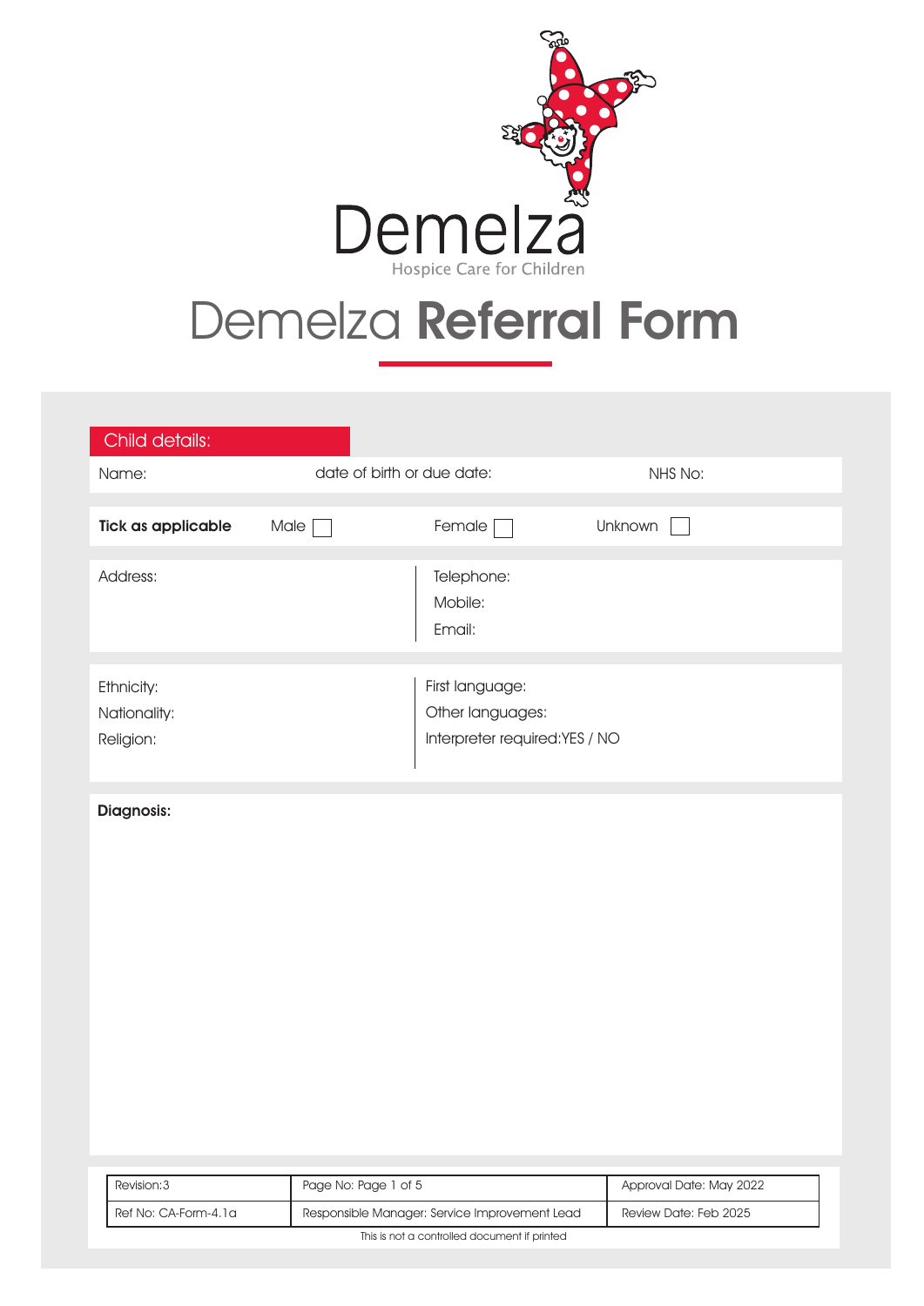Demelza

Hospice Care for Children

# Demelza **Referral Form**

## Child details:

Name: date of birth or due date: NHS No:

**Tick as applicable** Male ☐ Female ☐ Unknown ☐

| Address: | Telephone:<br>Mobile:<br>Email: |
| --- | --- |

| Ethnicity:<br>Nationality:<br>Religion: | First language:<br>Other languages:<br>Interpreter required:YES / NO |
| --- | --- |

**Diagnosis:**

| Revision:3 | Page No: Page 1 of 5 | Approval Date: May 2022 |
| --- | --- | --- |
| Ref No: CA-Form-4.1a | Responsible Manager: Service Improvement Lead | Review Date: Feb 2025 |

This is not a controlled document if printed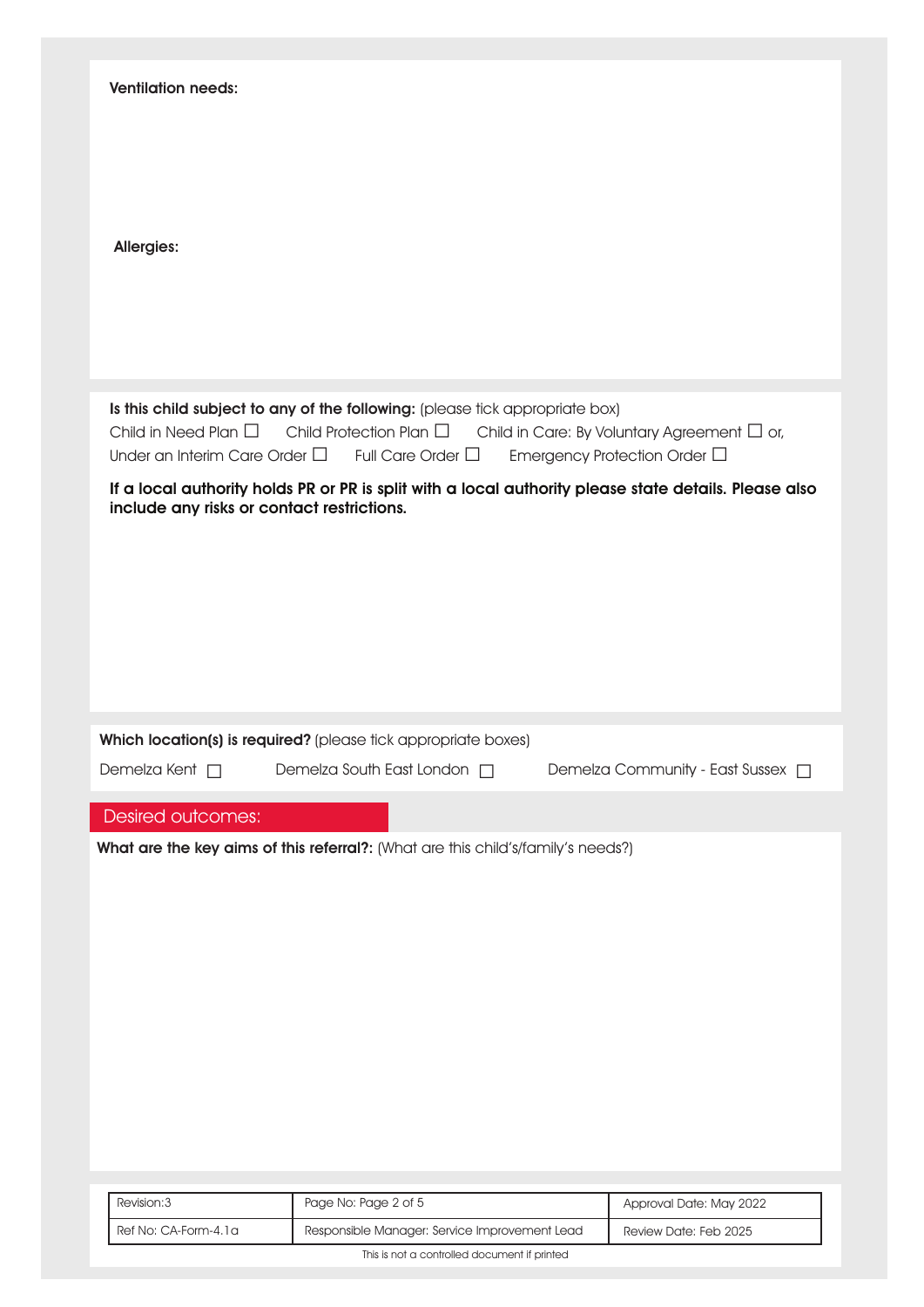**Ventilation needs:**

**Allergies:**

**Is this child subject to any of the following:** (please tick appropriate box)

Child in Need Plan ☐ Child Protection Plan ☐ Child in Care: By Voluntary Agreement ☐ or, Under an Interim Care Order ☐ Full Care Order ☐ Emergency Protection Order ☐

**If a local authority holds PR or PR is split with a local authority please state details. Please also include any risks or contact restrictions.**

**Which location(s) is required?** (please tick appropriate boxes)

Demelza Kent ☐ Demelza South East London ☐ Demelza Community - East Sussex ☐

## Desired outcomes:

**What are the key aims of this referral?:** (What are this child's/family's needs?)

| Revision:3 | Page No: Page 2 of 5 | Approval Date: May 2022 |
|---|---|---|
| Ref No: CA-Form-4.1a | Responsible Manager: Service Improvement Lead | Review Date: Feb 2025 |

This is not a controlled document if printed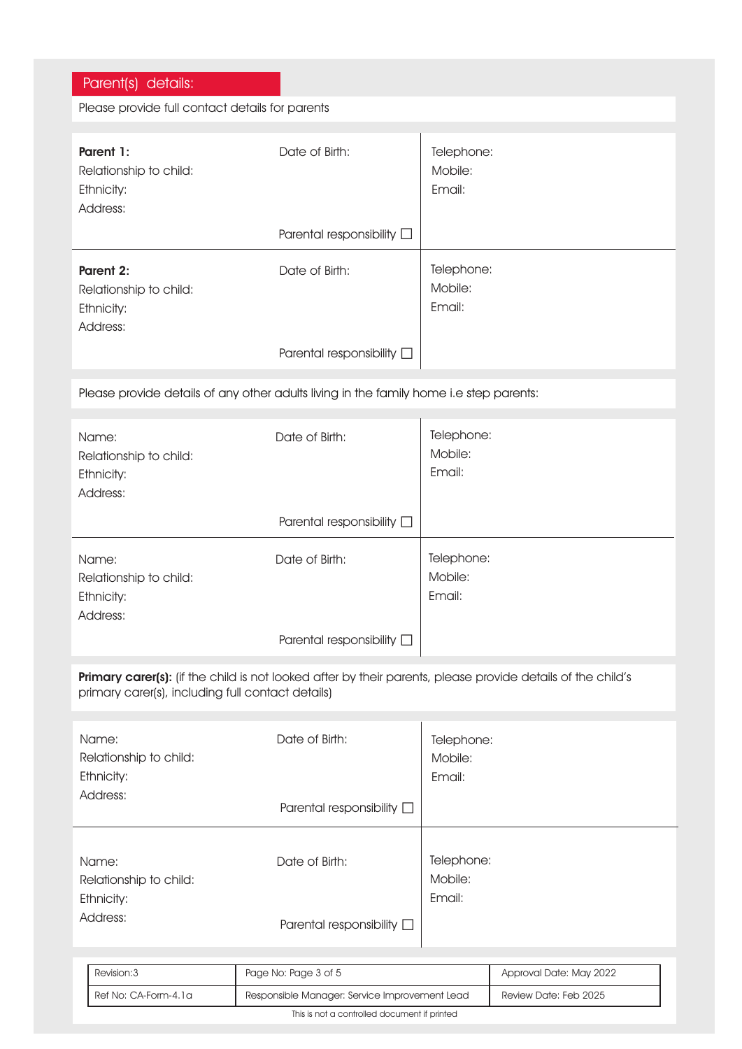## Parent(s) details:

Please provide full contact details for parents

| | | |
|---|---|---|
| **Parent 1:**<br>Relationship to child:<br>Ethnicity:<br>Address: | Date of Birth:<br><br><br><br>Parental responsibility ☐ | Telephone:<br>Mobile:<br>Email: |
| **Parent 2:**<br>Relationship to child:<br>Ethnicity:<br>Address: | Date of Birth:<br><br><br><br>Parental responsibility ☐ | Telephone:<br>Mobile:<br>Email: |

Please provide details of any other adults living in the family home i.e step parents:

| | | |
|---|---|---|
| Name:<br>Relationship to child:<br>Ethnicity:<br>Address: | Date of Birth:<br><br><br><br>Parental responsibility ☐ | Telephone:<br>Mobile:<br>Email: |
| Name:<br>Relationship to child:<br>Ethnicity:<br>Address: | Date of Birth:<br><br><br><br>Parental responsibility ☐ | Telephone:<br>Mobile:<br>Email: |

**Primary carer(s):** (if the child is not looked after by their parents, please provide details of the child's primary carer(s), including full contact details)

| | | |
|---|---|---|
| Name:<br>Relationship to child:<br>Ethnicity:<br>Address: | Date of Birth:<br><br><br>Parental responsibility ☐ | Telephone:<br>Mobile:<br>Email: |
| Name:<br>Relationship to child:<br>Ethnicity:<br>Address: | Date of Birth:<br><br><br>Parental responsibility ☐ | Telephone:<br>Mobile:<br>Email: |

| Revision:3 | Page No: Page 3 of 5 | Approval Date: May 2022 |
|---|---|---|
| Ref No: CA-Form-4.1a | Responsible Manager: Service Improvement Lead | Review Date: Feb 2025 |

This is not a controlled document if printed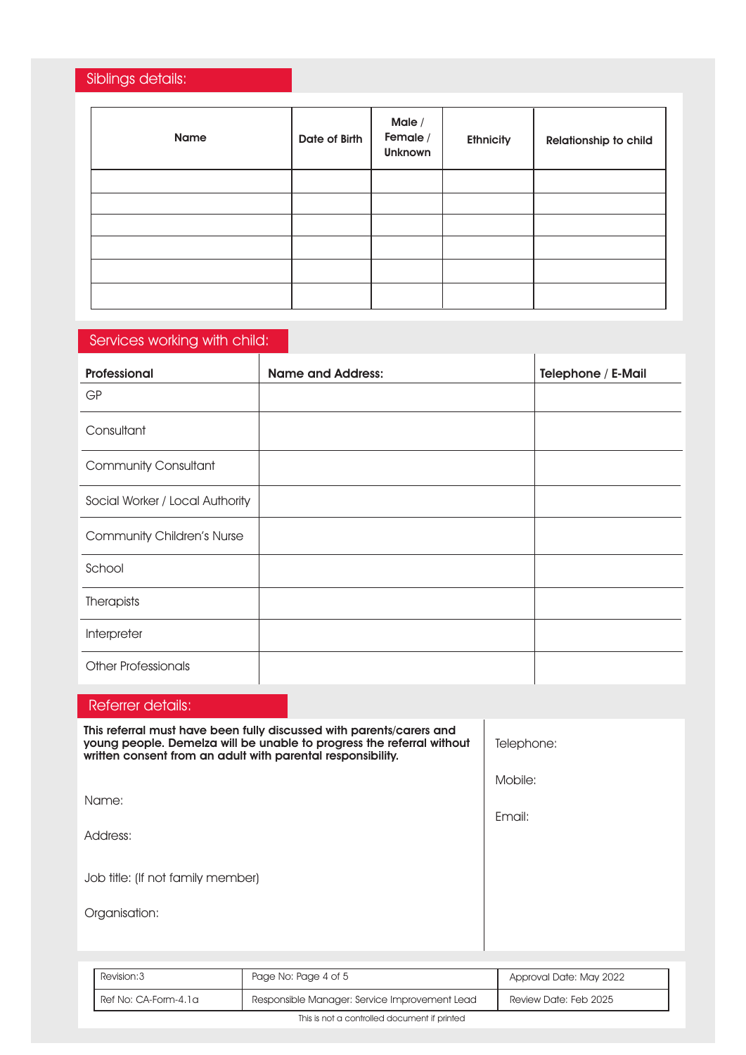## Siblings details:

| Name | Date of Birth | Male / Female / Unknown | Ethnicity | Relationship to child |
|---|---|---|---|---|
| | | | | |
| | | | | |
| | | | | |
| | | | | |
| | | | | |
| | | | | |

## Services working with child:

| Professional | Name and Address: | Telephone / E-Mail |
|---|---|---|
| GP | | |
| Consultant | | |
| Community Consultant | | |
| Social Worker / Local Authority | | |
| Community Children's Nurse | | |
| School | | |
| Therapists | | |
| Interpreter | | |
| Other Professionals | | |

## Referrer details:

**This referral must have been fully discussed with parents/carers and young people. Demelza will be unable to progress the referral without written consent from an adult with parental responsibility.**

Name:

Address:

Job title: (If not family member)

Organisation:

Telephone:

Mobile:

Email:

| Revision:3 | Page No: Page 4 of 5 | Approval Date: May 2022 |
|---|---|---|
| Ref No: CA-Form-4.1a | Responsible Manager: Service Improvement Lead | Review Date: Feb 2025 |

This is not a controlled document if printed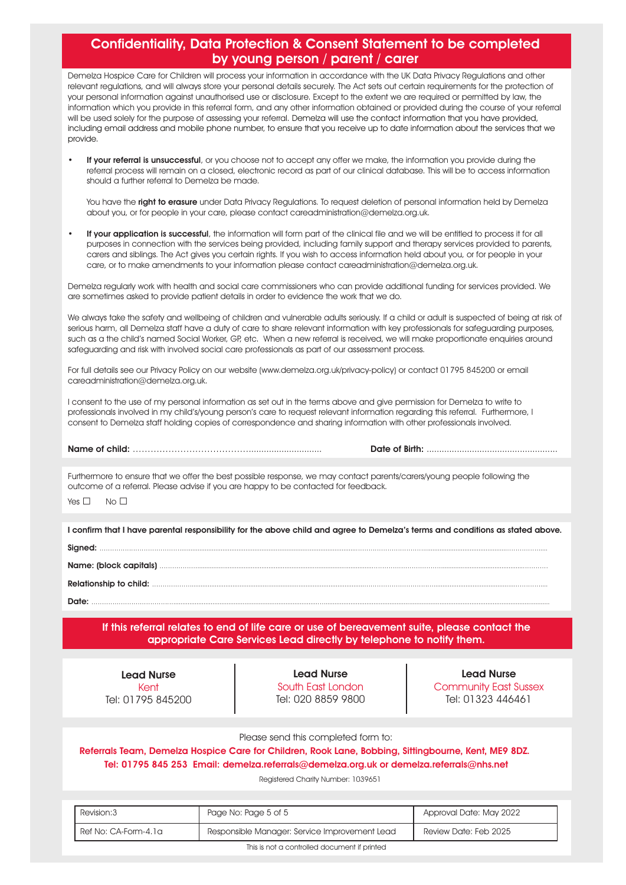# Confidentiality, Data Protection & Consent Statement to be completed by young person / parent / carer

Demelza Hospice Care for Children will process your information in accordance with the UK Data Privacy Regulations and other relevant regulations, and will always store your personal details securely. The Act sets out certain requirements for the protection of your personal information against unauthorised use or disclosure. Except to the extent we are required or permitted by law, the information which you provide in this referral form, and any other information obtained or provided during the course of your referral will be used solely for the purpose of assessing your referral. Demelza will use the contact information that you have provided, including email address and mobile phone number, to ensure that you receive up to date information about the services that we provide.

- **If your referral is unsuccessful**, or you choose not to accept any offer we make, the information you provide during the referral process will remain on a closed, electronic record as part of our clinical database. This will be to access information should a further referral to Demelza be made.

  You have the **right to erasure** under Data Privacy Regulations. To request deletion of personal information held by Demelza about you, or for people in your care, please contact careadministration@demelza.org.uk.

- **If your application is successful**, the information will form part of the clinical file and we will be entitled to process it for all purposes in connection with the services being provided, including family support and therapy services provided to parents, carers and siblings. The Act gives you certain rights. If you wish to access information held about you, or for people in your care, or to make amendments to your information please contact careadministration@demelza.org.uk.

Demelza regularly work with health and social care commissioners who can provide additional funding for services provided. We are sometimes asked to provide patient details in order to evidence the work that we do.

We always take the safety and wellbeing of children and vulnerable adults seriously. If a child or adult is suspected of being at risk of serious harm, all Demelza staff have a duty of care to share relevant information with key professionals for safeguarding purposes, such as a the child's named Social Worker, GP, etc. When a new referral is received, we will make proportionate enquiries around safeguarding and risk with involved social care professionals as part of our assessment process.

For full details see our Privacy Policy on our website (www.demelza.org.uk/privacy-policy) or contact 01795 845200 or email careadministration@demelza.org.uk.

I consent to the use of my personal information as set out in the terms above and give permission for Demelza to write to professionals involved in my child's/young person's care to request relevant information regarding this referral. Furthermore, I consent to Demelza staff holding copies of correspondence and sharing information with other professionals involved.

**Name of child:** ............................................................................ **Date of Birth:** ....................................................

Furthermore to ensure that we offer the best possible response, we may contact parents/carers/young people following the outcome of a referral. Please advise if you are happy to be contacted for feedback.

Yes ☐ No ☐

**I confirm that I have parental responsibility for the above child and agree to Demelza's terms and conditions as stated above.**

**Signed:** ..............................................................................................................

**Name: (block capitals)** ..............................................................................................................

**Relationship to child:** ..............................................................................................................

**Date:** ..............................................................................................................

**If this referral relates to end of life care or use of bereavement suite, please contact the appropriate Care Services Lead directly by telephone to notify them.**

| Lead Nurse | Lead Nurse | Lead Nurse |
|---|---|---|
| Kent | South East London | Community East Sussex |
| Tel: 01795 845200 | Tel: 020 8859 9800 | Tel: 01323 446461 |

Please send this completed form to:

**Referrals Team, Demelza Hospice Care for Children, Rook Lane, Bobbing, Sittingbourne, Kent, ME9 8DZ.**
**Tel: 01795 845 253 Email: demelza.referrals@demelza.org.uk or demelza.referrals@nhs.net**

Registered Charity Number: 1039651

| | | |
|---|---|---|
| Revision:3 | Page No: Page 5 of 5 | Approval Date: May 2022 |
| Ref No: CA-Form-4.1a | Responsible Manager: Service Improvement Lead | Review Date: Feb 2025 |

This is not a controlled document if printed